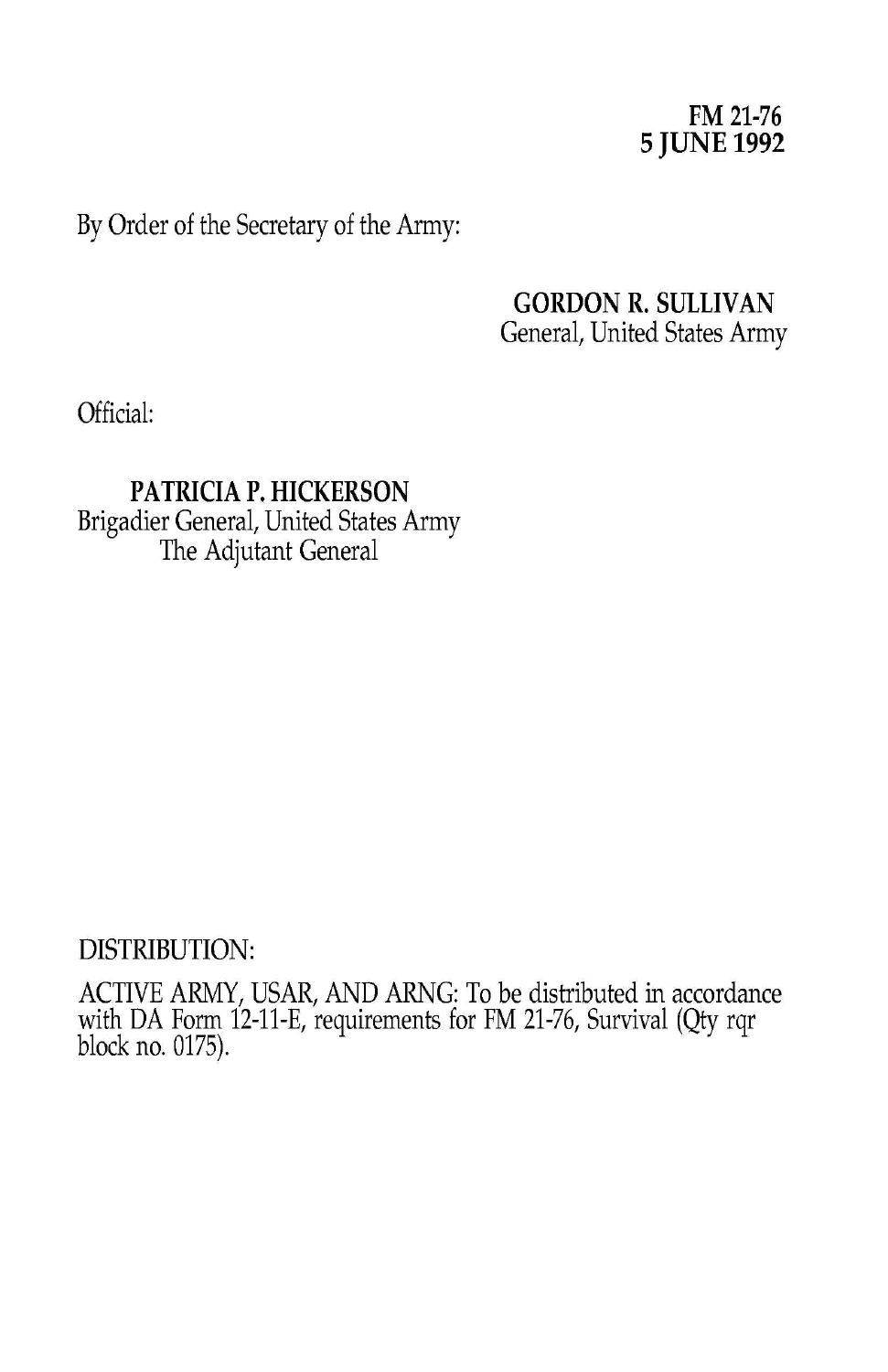**FM 21-76**
**5 JUNE 1992**

By Order of the Secretary of the Army:

**GORDON R. SULLIVAN**
General, United States Army

Official:

**PATRICIA P. HICKERSON**
Brigadier General, United States Army
The Adjutant General

DISTRIBUTION:

ACTIVE ARMY, USAR, AND ARNG: To be distributed in accordance with DA Form 12-11-E, requirements for FM 21-76, Survival (Qty rqr block no. 0175).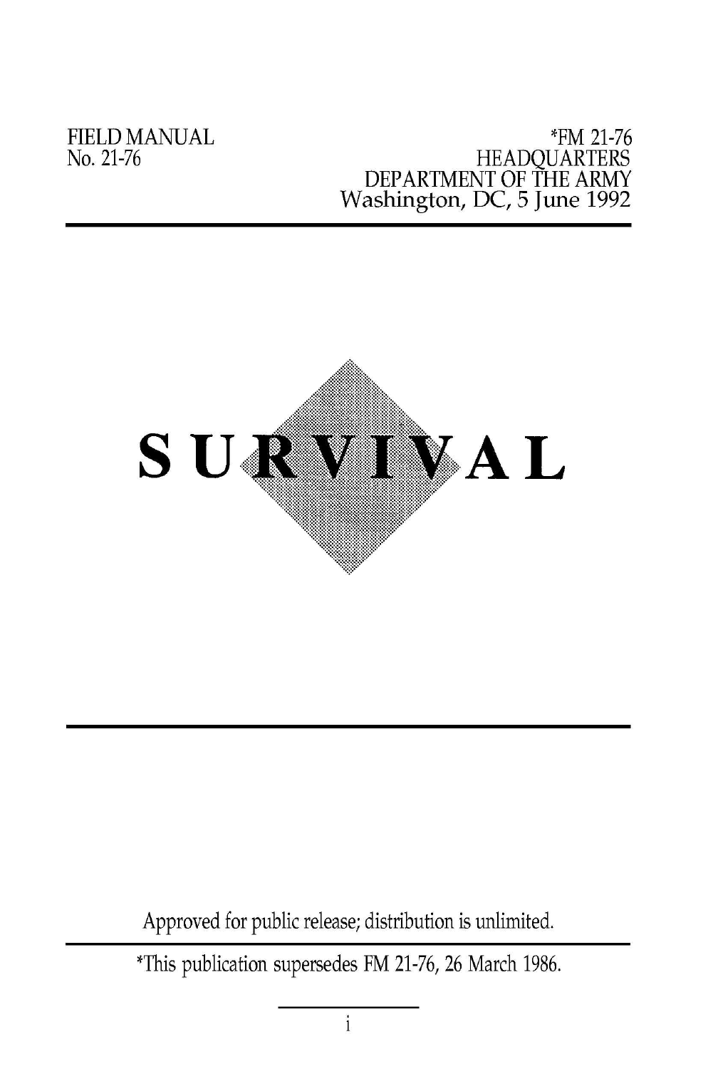FIELD MANUAL
No. 21-76

*FM 21-76
HEADQUARTERS
DEPARTMENT OF THE ARMY
Washington, DC, 5 June 1992

# SURVIVAL

Approved for public release; distribution is unlimited.

*This publication supersedes FM 21-76, 26 March 1986.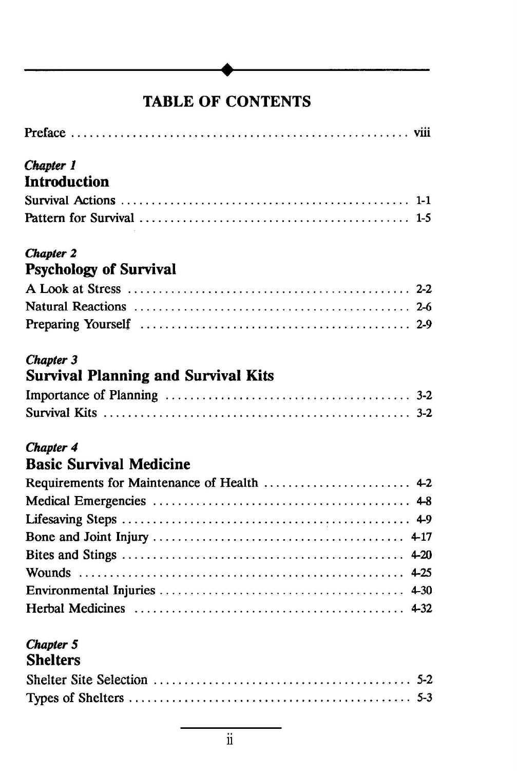# TABLE OF CONTENTS

Preface ........................................................ viii

*Chapter 1*

## Introduction

Survival Actions ........................................................ 1-1

Pattern for Survival ........................................................ 1-5

*Chapter 2*

## Psychology of Survival

A Look at Stress ........................................................ 2-2

Natural Reactions ........................................................ 2-6

Preparing Yourself ........................................................ 2-9

*Chapter 3*

## Survival Planning and Survival Kits

Importance of Planning ........................................................ 3-2

Survival Kits ........................................................ 3-2

*Chapter 4*

## Basic Survival Medicine

Requirements for Maintenance of Health ........................................................ 4-2

Medical Emergencies ........................................................ 4-8

Lifesaving Steps ........................................................ 4-9

Bone and Joint Injury ........................................................ 4-17

Bites and Stings ........................................................ 4-20

Wounds ........................................................ 4-25

Environmental Injuries ........................................................ 4-30

Herbal Medicines ........................................................ 4-32

*Chapter 5*

## Shelters

Shelter Site Selection ........................................................ 5-2

Types of Shelters ........................................................ 5-3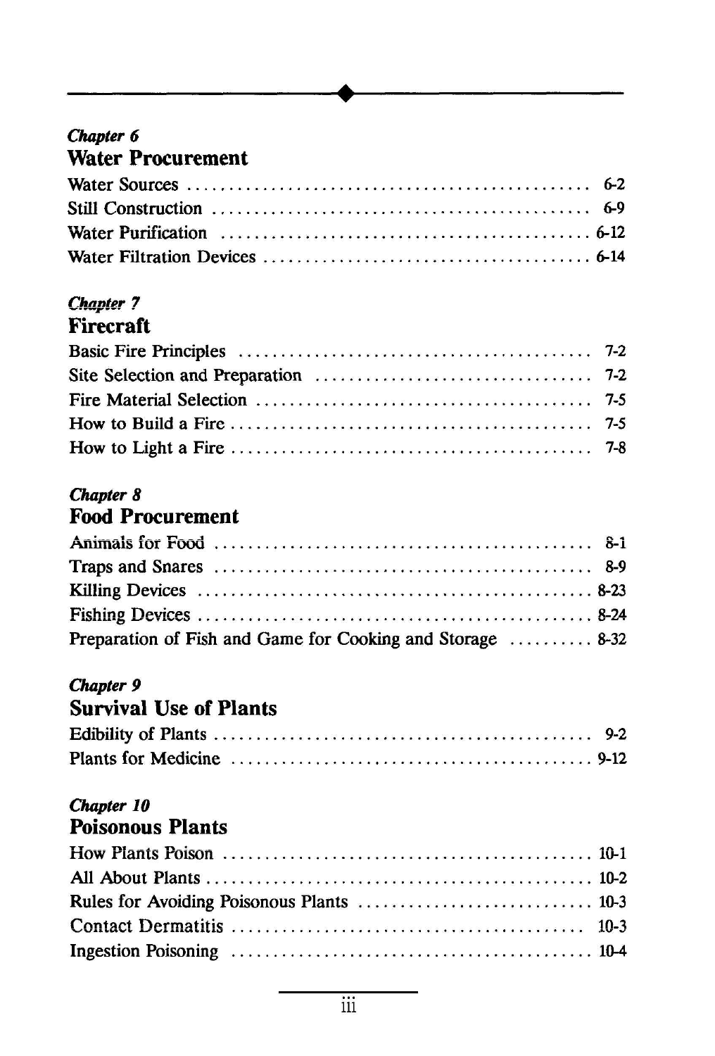*Chapter 6*

## Water Procurement

Water Sources .............................................. 6-2
Still Construction .............................................. 6-9
Water Purification .............................................. 6-12
Water Filtration Devices .............................................. 6-14

*Chapter 7*

## Firecraft

Basic Fire Principles .............................................. 7-2
Site Selection and Preparation .............................................. 7-2
Fire Material Selection .............................................. 7-5
How to Build a Fire .............................................. 7-5
How to Light a Fire .............................................. 7-8

*Chapter 8*

## Food Procurement

Animals for Food .............................................. 8-1
Traps and Snares .............................................. 8-9
Killing Devices .............................................. 8-23
Fishing Devices .............................................. 8-24
Preparation of Fish and Game for Cooking and Storage .......... 8-32

*Chapter 9*

## Survival Use of Plants

Edibility of Plants .............................................. 9-2
Plants for Medicine .............................................. 9-12

*Chapter 10*

## Poisonous Plants

How Plants Poison .............................................. 10-1
All About Plants .............................................. 10-2
Rules for Avoiding Poisonous Plants .............................................. 10-3
Contact Dermatitis .............................................. 10-3
Ingestion Poisoning .............................................. 10-4